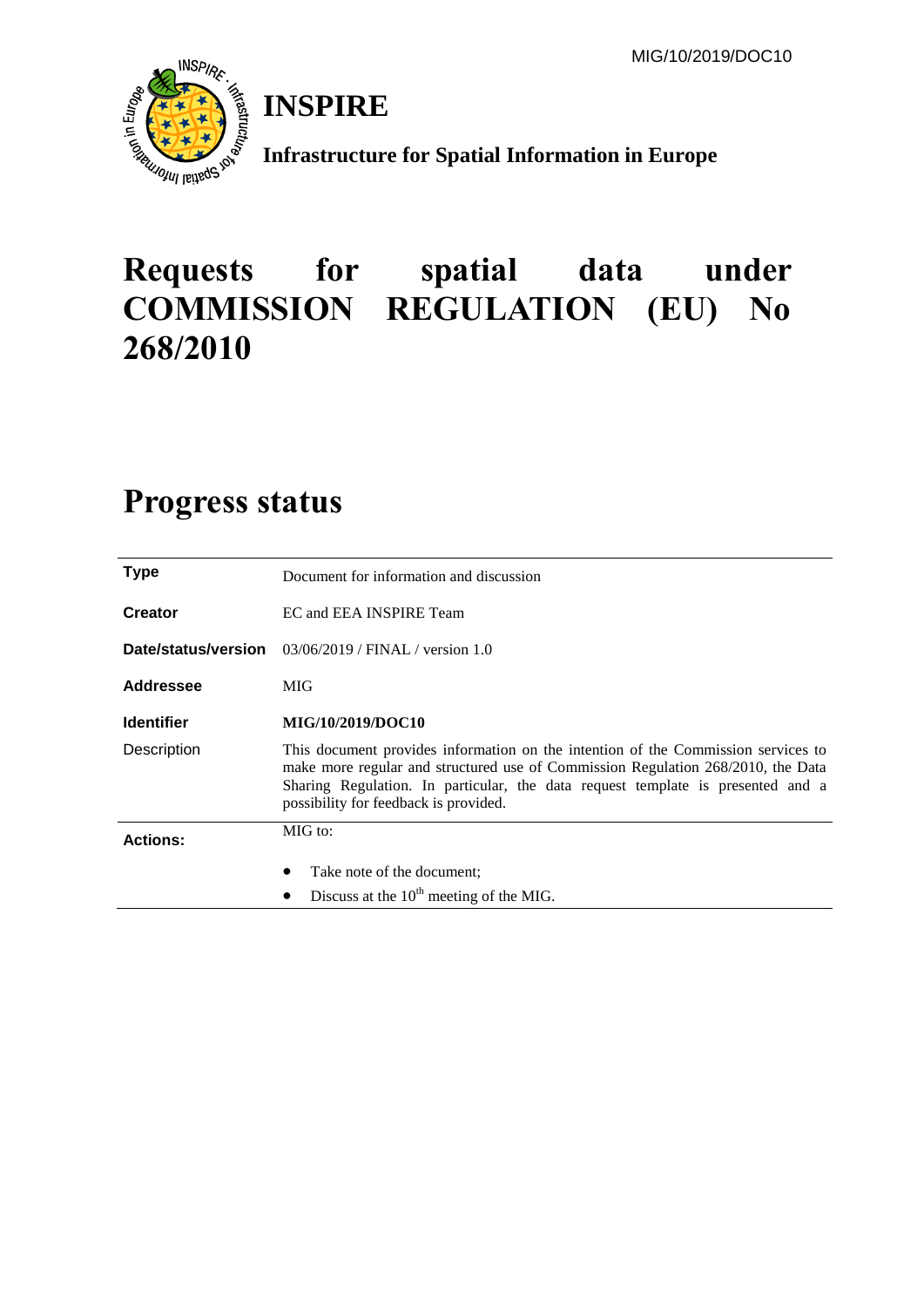MIG/10/2019/DOC10

# INSPIRE

**Infrastructure for Spatial Information in Europe**

# Requests for spatial data under COMMISSION REGULATION (EU) No 268/2010

# Progress status

| | |
|---|---|
| **Type** | Document for information and discussion |
| **Creator** | EC and EEA INSPIRE Team |
| **Date/status/version** | 03/06/2019 / FINAL / version 1.0 |
| **Addressee** | MIG |
| **Identifier** | **MIG/10/2019/DOC10** |
| Description | This document provides information on the intention of the Commission services to make more regular and structured use of Commission Regulation 268/2010, the Data Sharing Regulation. In particular, the data request template is presented and a possibility for feedback is provided. |
| **Actions:** | MIG to:<br>• Take note of the document;<br>• Discuss at the 10th meeting of the MIG. |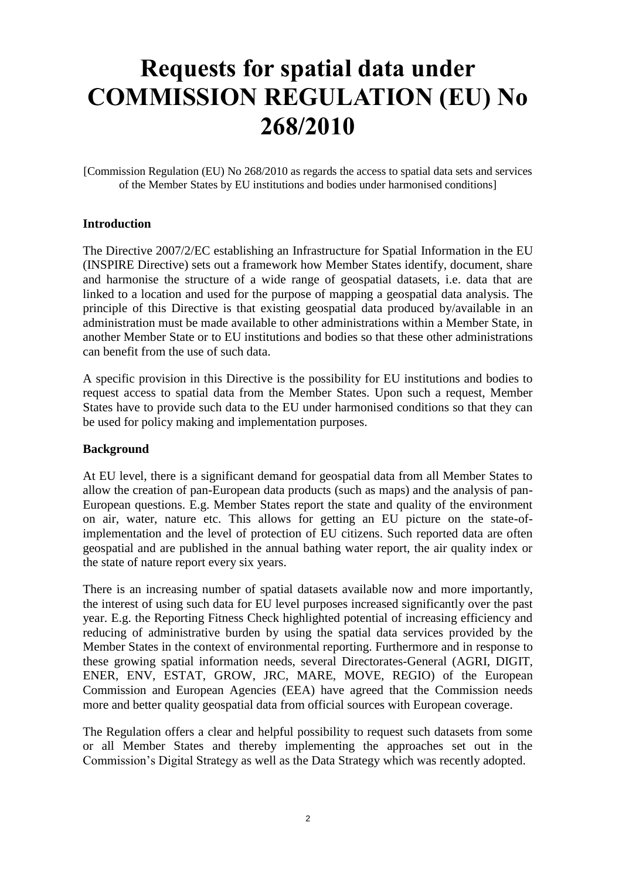# Requests for spatial data under COMMISSION REGULATION (EU) No 268/2010

[Commission Regulation (EU) No 268/2010 as regards the access to spatial data sets and services of the Member States by EU institutions and bodies under harmonised conditions]

### Introduction

The Directive 2007/2/EC establishing an Infrastructure for Spatial Information in the EU (INSPIRE Directive) sets out a framework how Member States identify, document, share and harmonise the structure of a wide range of geospatial datasets, i.e. data that are linked to a location and used for the purpose of mapping a geospatial data analysis. The principle of this Directive is that existing geospatial data produced by/available in an administration must be made available to other administrations within a Member State, in another Member State or to EU institutions and bodies so that these other administrations can benefit from the use of such data.

A specific provision in this Directive is the possibility for EU institutions and bodies to request access to spatial data from the Member States. Upon such a request, Member States have to provide such data to the EU under harmonised conditions so that they can be used for policy making and implementation purposes.

### Background

At EU level, there is a significant demand for geospatial data from all Member States to allow the creation of pan-European data products (such as maps) and the analysis of pan-European questions. E.g. Member States report the state and quality of the environment on air, water, nature etc. This allows for getting an EU picture on the state-of-implementation and the level of protection of EU citizens. Such reported data are often geospatial and are published in the annual bathing water report, the air quality index or the state of nature report every six years.

There is an increasing number of spatial datasets available now and more importantly, the interest of using such data for EU level purposes increased significantly over the past year. E.g. the Reporting Fitness Check highlighted potential of increasing efficiency and reducing of administrative burden by using the spatial data services provided by the Member States in the context of environmental reporting. Furthermore and in response to these growing spatial information needs, several Directorates-General (AGRI, DIGIT, ENER, ENV, ESTAT, GROW, JRC, MARE, MOVE, REGIO) of the European Commission and European Agencies (EEA) have agreed that the Commission needs more and better quality geospatial data from official sources with European coverage.

The Regulation offers a clear and helpful possibility to request such datasets from some or all Member States and thereby implementing the approaches set out in the Commission's Digital Strategy as well as the Data Strategy which was recently adopted.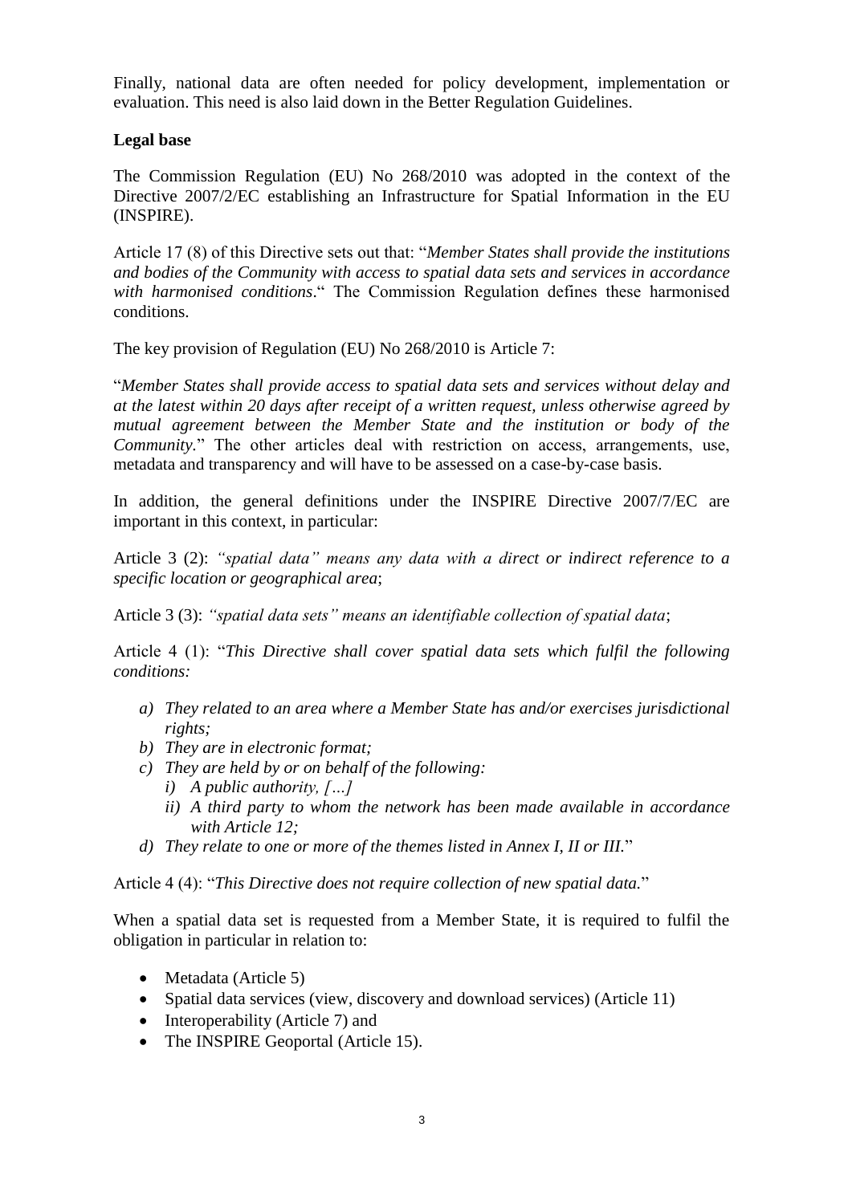Finally, national data are often needed for policy development, implementation or evaluation. This need is also laid down in the Better Regulation Guidelines.

**Legal base**

The Commission Regulation (EU) No 268/2010 was adopted in the context of the Directive 2007/2/EC establishing an Infrastructure for Spatial Information in the EU (INSPIRE).

Article 17 (8) of this Directive sets out that: "*Member States shall provide the institutions and bodies of the Community with access to spatial data sets and services in accordance with harmonised conditions*." The Commission Regulation defines these harmonised conditions.

The key provision of Regulation (EU) No 268/2010 is Article 7:

"*Member States shall provide access to spatial data sets and services without delay and at the latest within 20 days after receipt of a written request, unless otherwise agreed by mutual agreement between the Member State and the institution or body of the Community.*" The other articles deal with restriction on access, arrangements, use, metadata and transparency and will have to be assessed on a case-by-case basis.

In addition, the general definitions under the INSPIRE Directive 2007/7/EC are important in this context, in particular:

Article 3 (2): *"spatial data" means any data with a direct or indirect reference to a specific location or geographical area*;

Article 3 (3): *"spatial data sets" means an identifiable collection of spatial data*;

Article 4 (1): "*This Directive shall cover spatial data sets which fulfil the following conditions:*

- *a) They related to an area where a Member State has and/or exercises jurisdictional rights;*
- *b) They are in electronic format;*
- *c) They are held by or on behalf of the following:*
  - *i) A public authority, […]*
  - *ii) A third party to whom the network has been made available in accordance with Article 12;*
- *d) They relate to one or more of the themes listed in Annex I, II or III.*"

Article 4 (4): "*This Directive does not require collection of new spatial data.*"

When a spatial data set is requested from a Member State, it is required to fulfil the obligation in particular in relation to:

- Metadata (Article 5)
- Spatial data services (view, discovery and download services) (Article 11)
- Interoperability (Article 7) and
- The INSPIRE Geoportal (Article 15).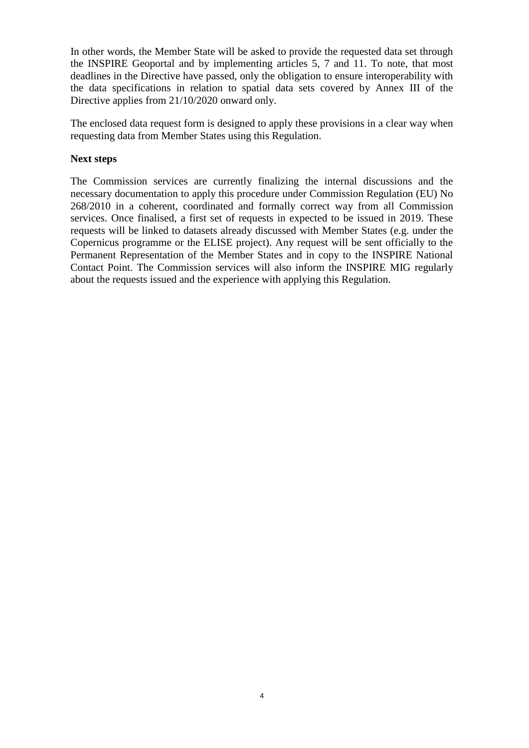In other words, the Member State will be asked to provide the requested data set through the INSPIRE Geoportal and by implementing articles 5, 7 and 11. To note, that most deadlines in the Directive have passed, only the obligation to ensure interoperability with the data specifications in relation to spatial data sets covered by Annex III of the Directive applies from 21/10/2020 onward only.

The enclosed data request form is designed to apply these provisions in a clear way when requesting data from Member States using this Regulation.

**Next steps**

The Commission services are currently finalizing the internal discussions and the necessary documentation to apply this procedure under Commission Regulation (EU) No 268/2010 in a coherent, coordinated and formally correct way from all Commission services. Once finalised, a first set of requests in expected to be issued in 2019. These requests will be linked to datasets already discussed with Member States (e.g. under the Copernicus programme or the ELISE project). Any request will be sent officially to the Permanent Representation of the Member States and in copy to the INSPIRE National Contact Point. The Commission services will also inform the INSPIRE MIG regularly about the requests issued and the experience with applying this Regulation.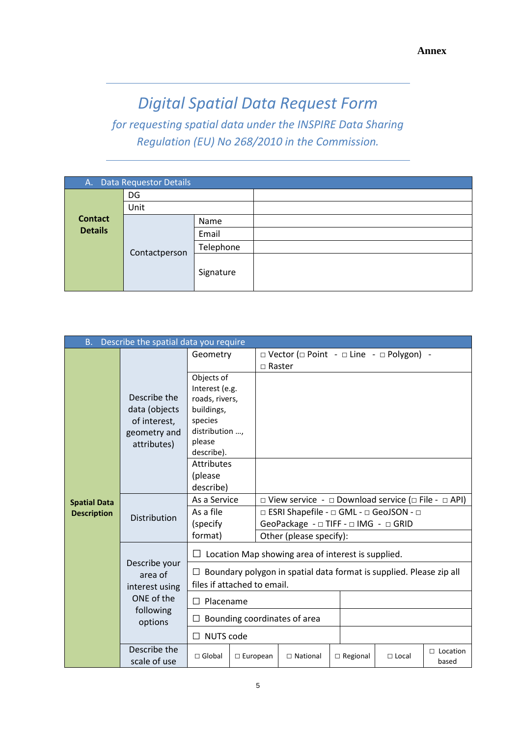**Annex**

# *Digital Spatial Data Request Form*

*for requesting spatial data under the INSPIRE Data Sharing Regulation (EU) No 268/2010 in the Commission.*

| A. Data Requestor Details | | | |
|---|---|---|---|
| **Contact Details** | DG | | |
| | Unit | | |
| | Contactperson | Name | |
| | | Email | |
| | | Telephone | |
| | | Signature | |

| B. Describe the spatial data you require | | | | | | | |
|---|---|---|---|---|---|---|---|
| **Spatial Data Description** | Describe the data (objects of interest, geometry and attributes) | Geometry | □ Vector (□ Point - □ Line - □ Polygon) - □ Raster | | | | |
| | | Objects of Interest (e.g. roads, rivers, buildings, species distribution …, please describe). | | | | | |
| | | Attributes (please describe) | | | | | |
| | Distribution | As a Service | □ View service - □ Download service (□ File - □ API) | | | | |
| | | As a file (specify format) | □ ESRI Shapefile - □ GML - □ GeoJSON - □ GeoPackage - □ TIFF - □ IMG - □ GRID | | | | |
| | | | Other (please specify): | | | | |
| | Describe your area of interest using ONE of the following options | ☐ Location Map showing area of interest is supplied. | | | | | |
| | | ☐ Boundary polygon in spatial data format is supplied. Please zip all files if attached to email. | | | | | |
| | | ☐ Placename | | | | | |
| | | ☐ Bounding coordinates of area | | | | | |
| | | ☐ NUTS code | | | | | |
| | Describe the scale of use | □ Global | □ European | □ National | □ Regional | □ Local | □ Location based |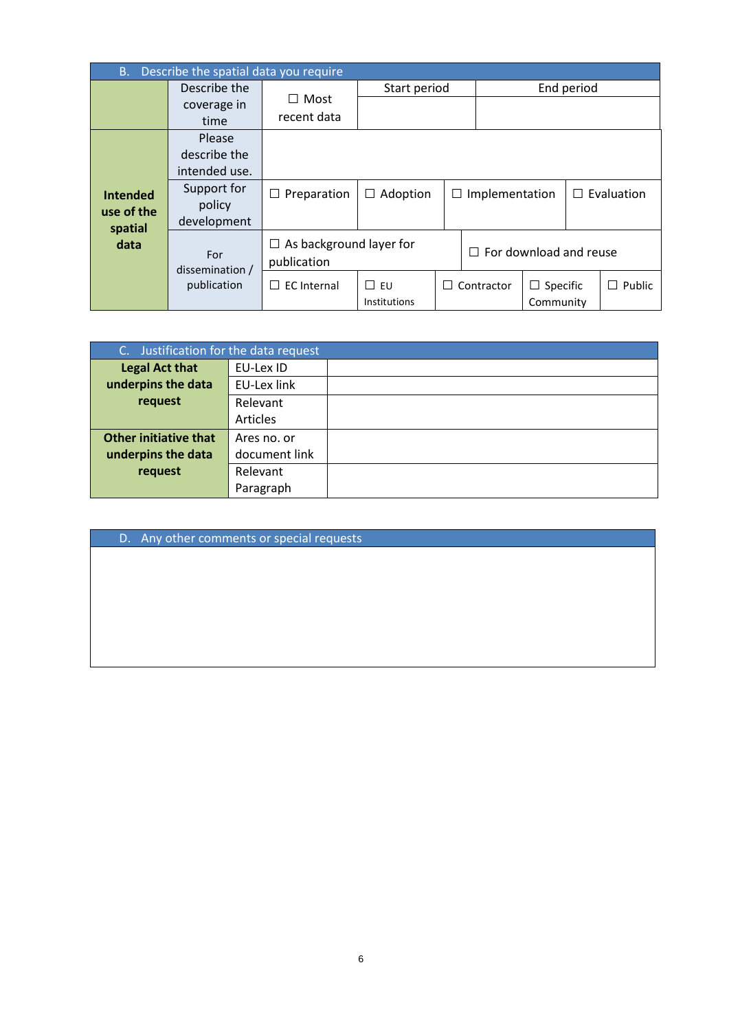## B. Describe the spatial data you require

| | | | | | | | |
|---|---|---|---|---|---|---|---|
| | Describe the coverage in time | ☐ Most recent data | Start period | | End period | | |
| | | | | | | | |
| Intended use of the spatial data | Please describe the intended use. | | | | | | |
| | Support for policy development | ☐ Preparation | ☐ Adoption | ☐ Implementation | | ☐ Evaluation | |
| | For dissemination / publication | ☐ As background layer for publication | | | ☐ For download and reuse | | |
| | | ☐ EC Internal | ☐ EU Institutions | ☐ Contractor | ☐ Specific Community | | ☐ Public |

## C. Justification for the data request

| | | |
|---|---|---|
| Legal Act that underpins the data request | EU-Lex ID | |
| | EU-Lex link | |
| | Relevant Articles | |
| Other initiative that underpins the data request | Ares no. or document link | |
| | Relevant Paragraph | |

## D. Any other comments or special requests